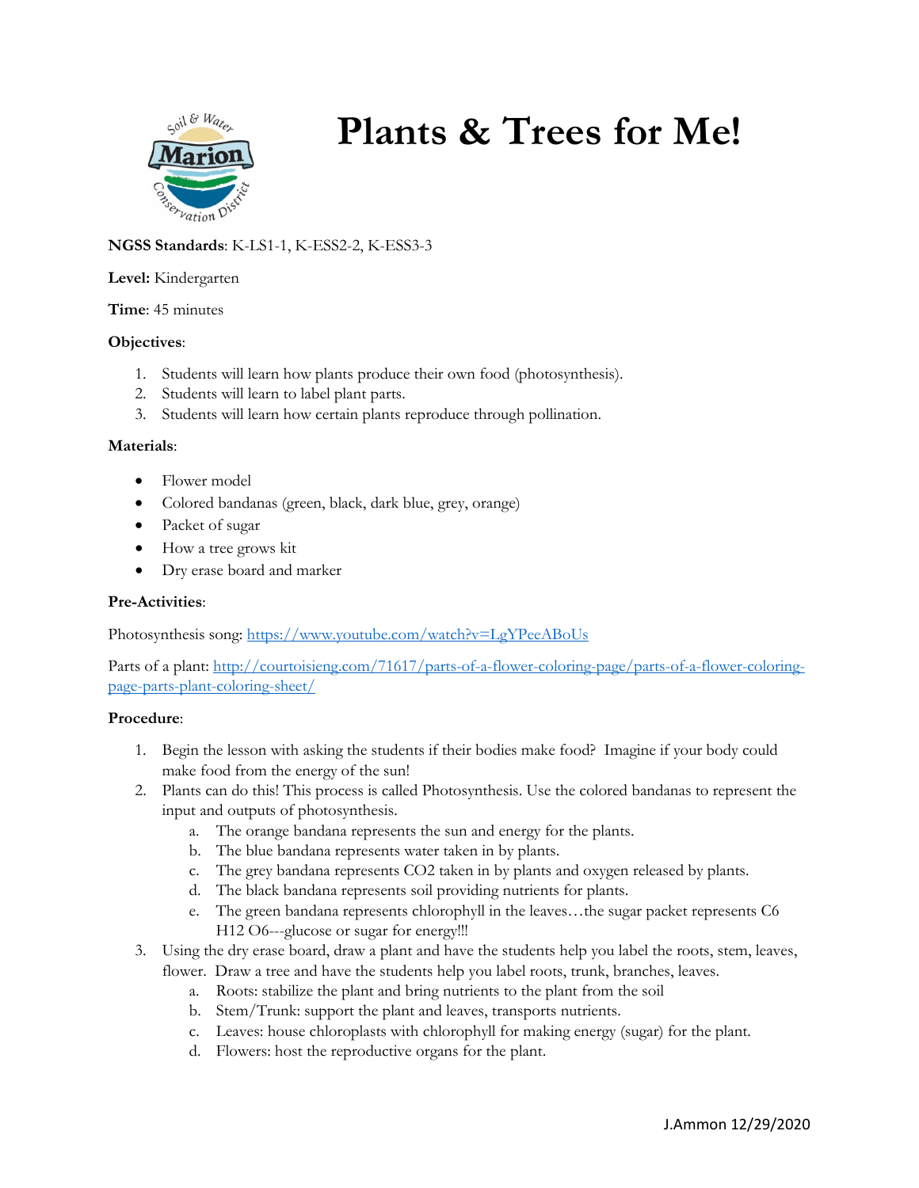# Plants & Trees for Me!

**NGSS Standards**: K-LS1-1, K-ESS2-2, K-ESS3-3

**Level:** Kindergarten

**Time**: 45 minutes

**Objectives**:

1. Students will learn how plants produce their own food (photosynthesis).
2. Students will learn to label plant parts.
3. Students will learn how certain plants reproduce through pollination.

**Materials**:

- Flower model
- Colored bandanas (green, black, dark blue, grey, orange)
- Packet of sugar
- How a tree grows kit
- Dry erase board and marker

**Pre-Activities**:

Photosynthesis song: https://www.youtube.com/watch?v=LgYPeeABoUs

Parts of a plant: http://courtoisieng.com/71617/parts-of-a-flower-coloring-page/parts-of-a-flower-coloring-page-parts-plant-coloring-sheet/

**Procedure**:

1. Begin the lesson with asking the students if their bodies make food? Imagine if your body could make food from the energy of the sun!
2. Plants can do this! This process is called Photosynthesis. Use the colored bandanas to represent the input and outputs of photosynthesis.
   a. The orange bandana represents the sun and energy for the plants.
   b. The blue bandana represents water taken in by plants.
   c. The grey bandana represents $CO_2$ taken in by plants and oxygen released by plants.
   d. The black bandana represents soil providing nutrients for plants.
   e. The green bandana represents chlorophyll in the leaves…the sugar packet represents $C_6 H_{12} O_6$---glucose or sugar for energy!!!
3. Using the dry erase board, draw a plant and have the students help you label the roots, stem, leaves, flower. Draw a tree and have the students help you label roots, trunk, branches, leaves.
   a. Roots: stabilize the plant and bring nutrients to the plant from the soil
   b. Stem/Trunk: support the plant and leaves, transports nutrients.
   c. Leaves: house chloroplasts with chlorophyll for making energy (sugar) for the plant.
   d. Flowers: host the reproductive organs for the plant.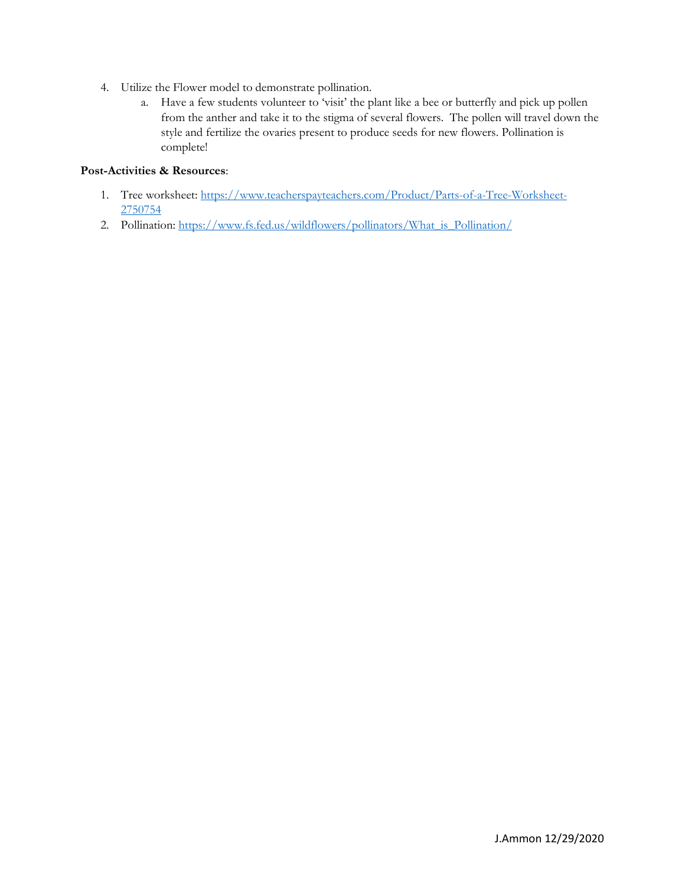4. Utilize the Flower model to demonstrate pollination.
    a. Have a few students volunteer to 'visit' the plant like a bee or butterfly and pick up pollen from the anther and take it to the stigma of several flowers. The pollen will travel down the style and fertilize the ovaries present to produce seeds for new flowers. Pollination is complete!

**Post-Activities & Resources**:

1. Tree worksheet: https://www.teacherspayteachers.com/Product/Parts-of-a-Tree-Worksheet-2750754
2. Pollination: https://www.fs.fed.us/wildflowers/pollinators/What_is_Pollination/

J.Ammon 12/29/2020